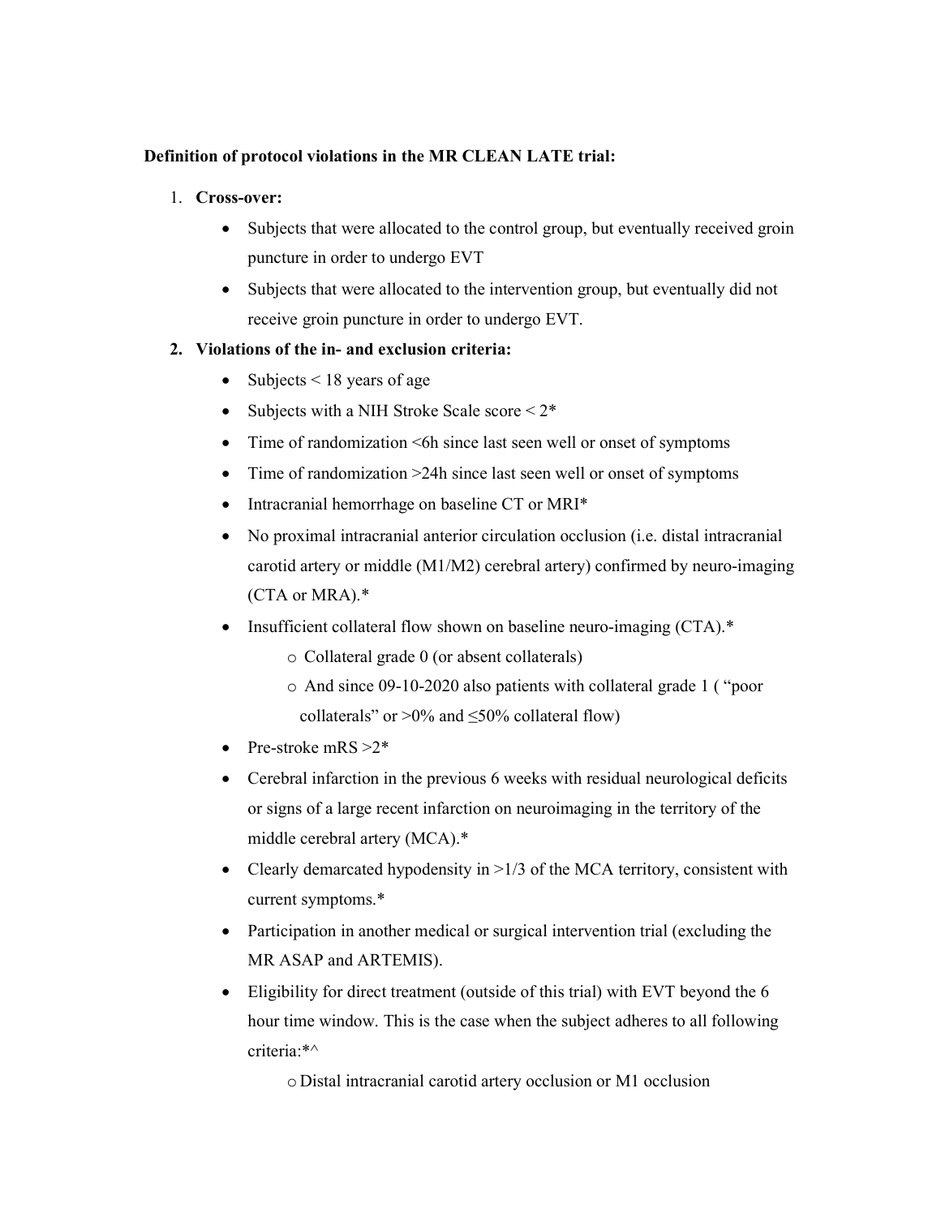**Definition of protocol violations in the MR CLEAN LATE trial:**

1. **Cross-over:**
    - Subjects that were allocated to the control group, but eventually received groin puncture in order to undergo EVT
    - Subjects that were allocated to the intervention group, but eventually did not receive groin puncture in order to undergo EVT.
2. **Violations of the in- and exclusion criteria:**
    - Subjects < 18 years of age
    - Subjects with a NIH Stroke Scale score < 2*
    - Time of randomization <6h since last seen well or onset of symptoms
    - Time of randomization >24h since last seen well or onset of symptoms
    - Intracranial hemorrhage on baseline CT or MRI*
    - No proximal intracranial anterior circulation occlusion (i.e. distal intracranial carotid artery or middle (M1/M2) cerebral artery) confirmed by neuro-imaging (CTA or MRA).*
    - Insufficient collateral flow shown on baseline neuro-imaging (CTA).*
        - Collateral grade 0 (or absent collaterals)
        - And since 09-10-2020 also patients with collateral grade 1 ( "poor collaterals" or >0% and ≤50% collateral flow)
    - Pre-stroke mRS >2*
    - Cerebral infarction in the previous 6 weeks with residual neurological deficits or signs of a large recent infarction on neuroimaging in the territory of the middle cerebral artery (MCA).*
    - Clearly demarcated hypodensity in >1/3 of the MCA territory, consistent with current symptoms.*
    - Participation in another medical or surgical intervention trial (excluding the MR ASAP and ARTEMIS).
    - Eligibility for direct treatment (outside of this trial) with EVT beyond the 6 hour time window. This is the case when the subject adheres to all following criteria:*^
        - Distal intracranial carotid artery occlusion or M1 occlusion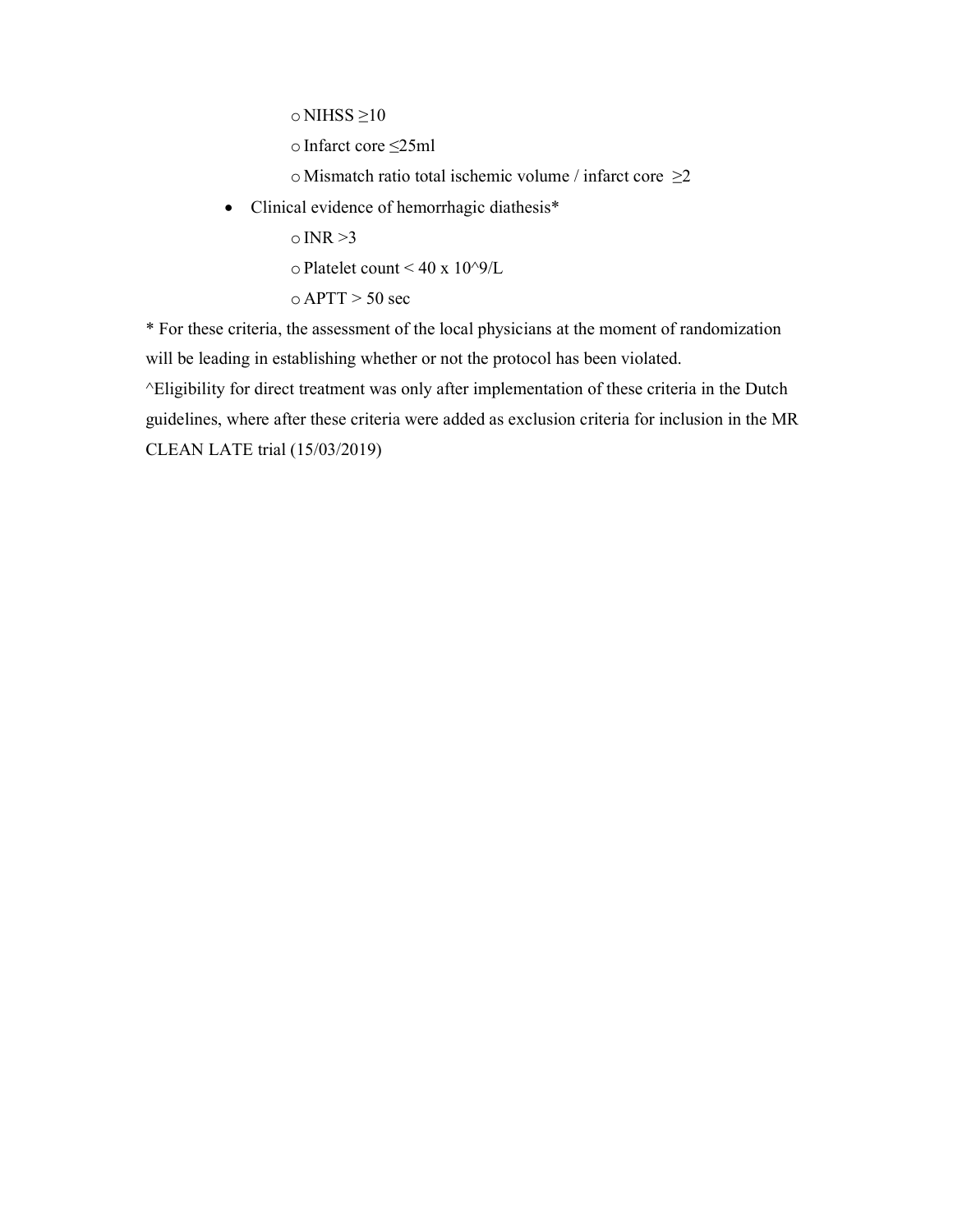- NIHSS ≥10
  - Infarct core ≤25ml
  - Mismatch ratio total ischemic volume / infarct core ≥2
- Clinical evidence of hemorrhagic diathesis*
  - INR >3
  - Platelet count < 40 x 10^9/L
  - APTT > 50 sec

* For these criteria, the assessment of the local physicians at the moment of randomization will be leading in establishing whether or not the protocol has been violated.

^Eligibility for direct treatment was only after implementation of these criteria in the Dutch guidelines, where after these criteria were added as exclusion criteria for inclusion in the MR CLEAN LATE trial (15/03/2019)